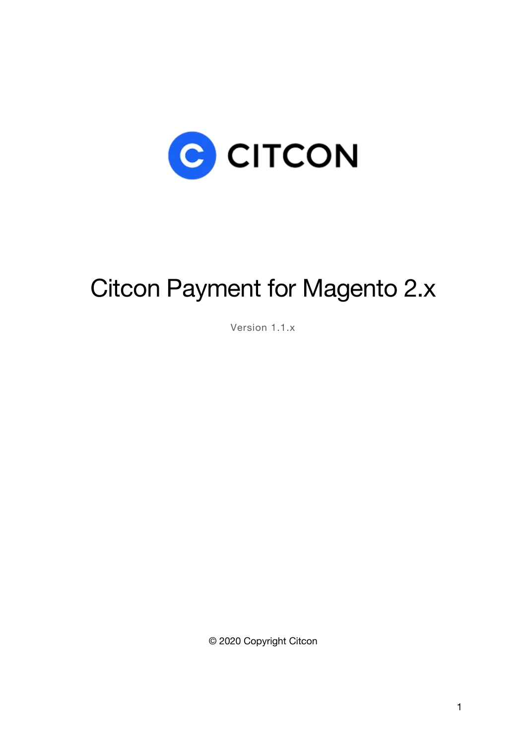CITCON

# Citcon Payment for Magento 2.x

Version 1.1.x

© 2020 Copyright Citcon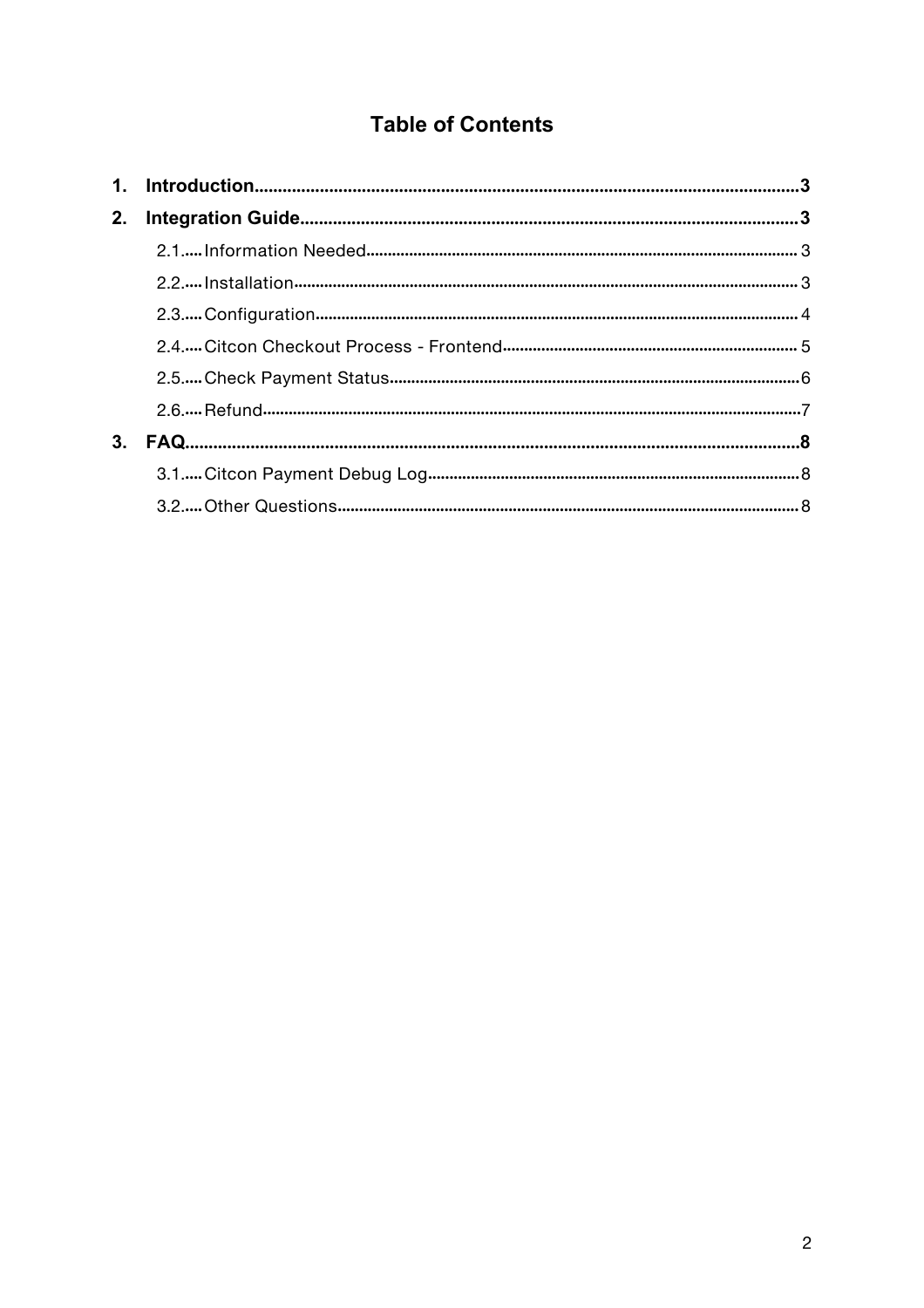# Table of Contents

1. **Introduction** ........ 3
2. **Integration Guide** ........ 3
   - 2.1. Information Needed ........ 3
   - 2.2. Installation ........ 3
   - 2.3. Configuration ........ 4
   - 2.4. Citcon Checkout Process - Frontend ........ 5
   - 2.5. Check Payment Status ........ 6
   - 2.6. Refund ........ 7
3. **FAQ** ........ 8
   - 3.1. Citcon Payment Debug Log ........ 8
   - 3.2. Other Questions ........ 8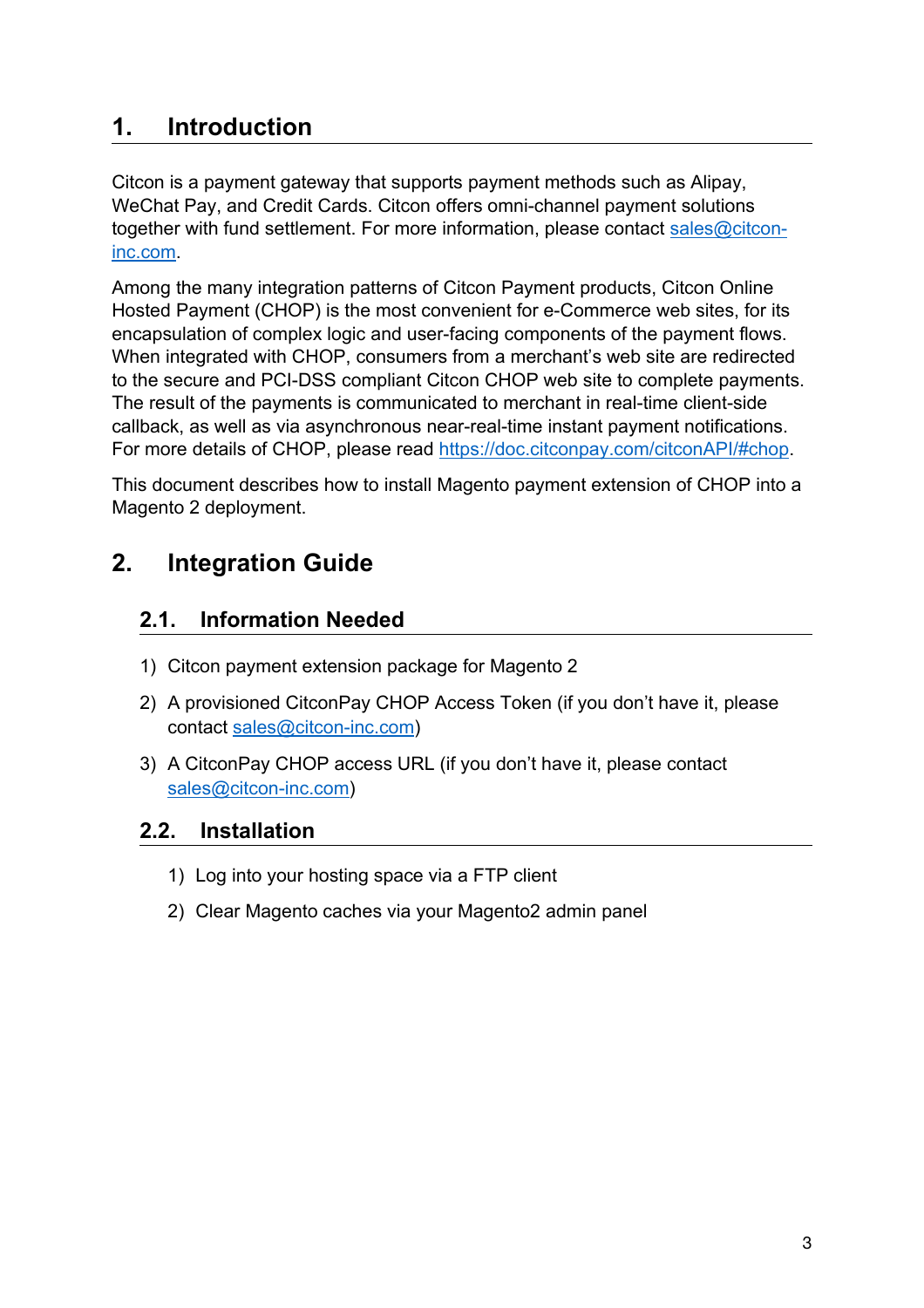# 1. Introduction

Citcon is a payment gateway that supports payment methods such as Alipay, WeChat Pay, and Credit Cards. Citcon offers omni-channel payment solutions together with fund settlement. For more information, please contact sales@citcon-inc.com.

Among the many integration patterns of Citcon Payment products, Citcon Online Hosted Payment (CHOP) is the most convenient for e-Commerce web sites, for its encapsulation of complex logic and user-facing components of the payment flows. When integrated with CHOP, consumers from a merchant's web site are redirected to the secure and PCI-DSS compliant Citcon CHOP web site to complete payments. The result of the payments is communicated to merchant in real-time client-side callback, as well as via asynchronous near-real-time instant payment notifications. For more details of CHOP, please read https://doc.citconpay.com/citconAPI/#chop.

This document describes how to install Magento payment extension of CHOP into a Magento 2 deployment.

# 2. Integration Guide

## 2.1. Information Needed

1) Citcon payment extension package for Magento 2
2) A provisioned CitconPay CHOP Access Token (if you don't have it, please contact sales@citcon-inc.com)
3) A CitconPay CHOP access URL (if you don't have it, please contact sales@citcon-inc.com)

## 2.2. Installation

1) Log into your hosting space via a FTP client
2) Clear Magento caches via your Magento2 admin panel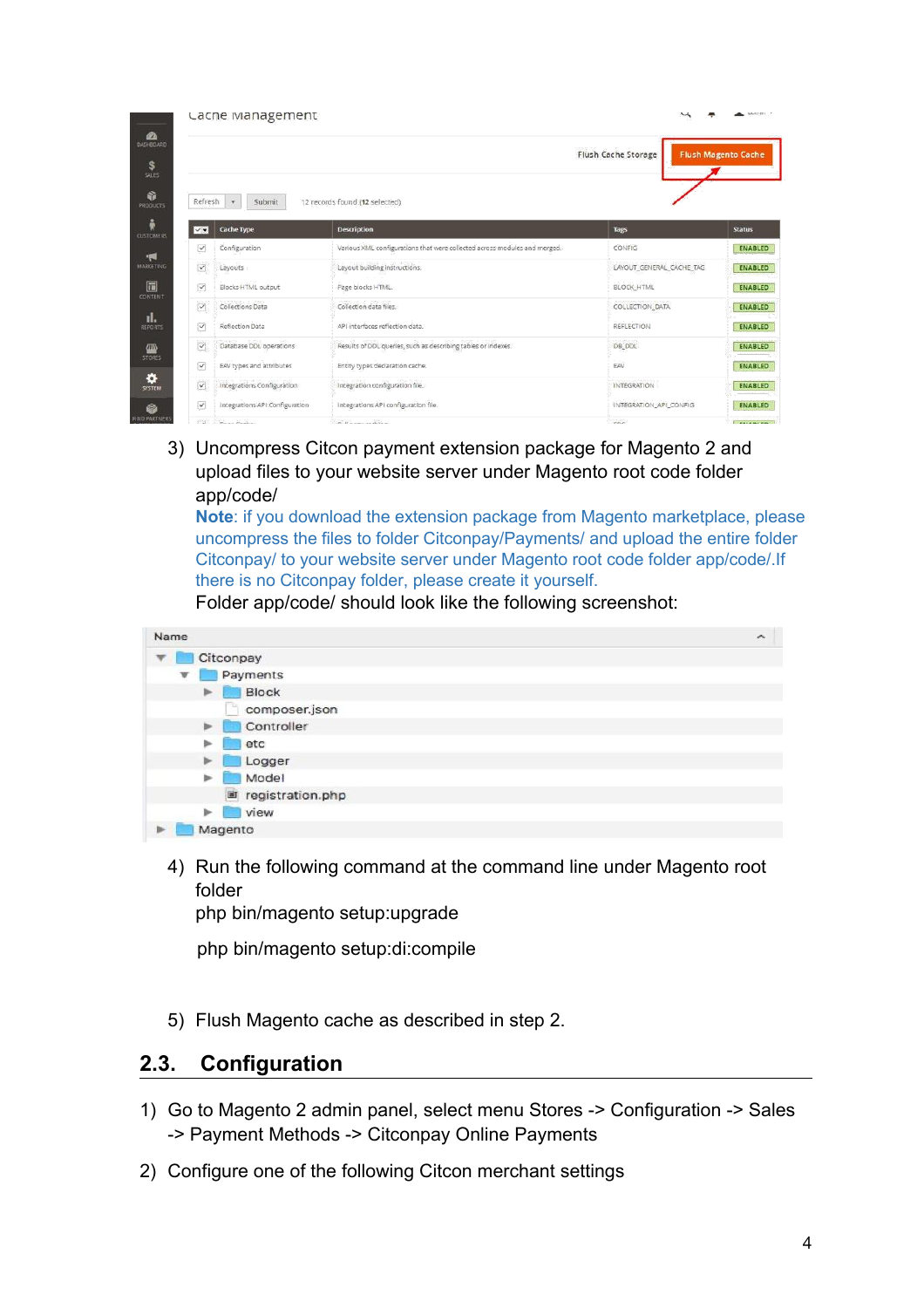3) Uncompress Citcon payment extension package for Magento 2 and upload files to your website server under Magento root code folder app/code/

   **Note**: if you download the extension package from Magento marketplace, please uncompress the files to folder Citconpay/Payments/ and upload the entire folder Citconpay/ to your website server under Magento root code folder app/code/.If there is no Citconpay folder, please create it yourself.

   Folder app/code/ should look like the following screenshot:

4) Run the following command at the command line under Magento root folder

   php bin/magento setup:upgrade

   php bin/magento setup:di:compile

5) Flush Magento cache as described in step 2.

## 2.3. Configuration

1) Go to Magento 2 admin panel, select menu Stores -> Configuration -> Sales -> Payment Methods -> Citconpay Online Payments
2) Configure one of the following Citcon merchant settings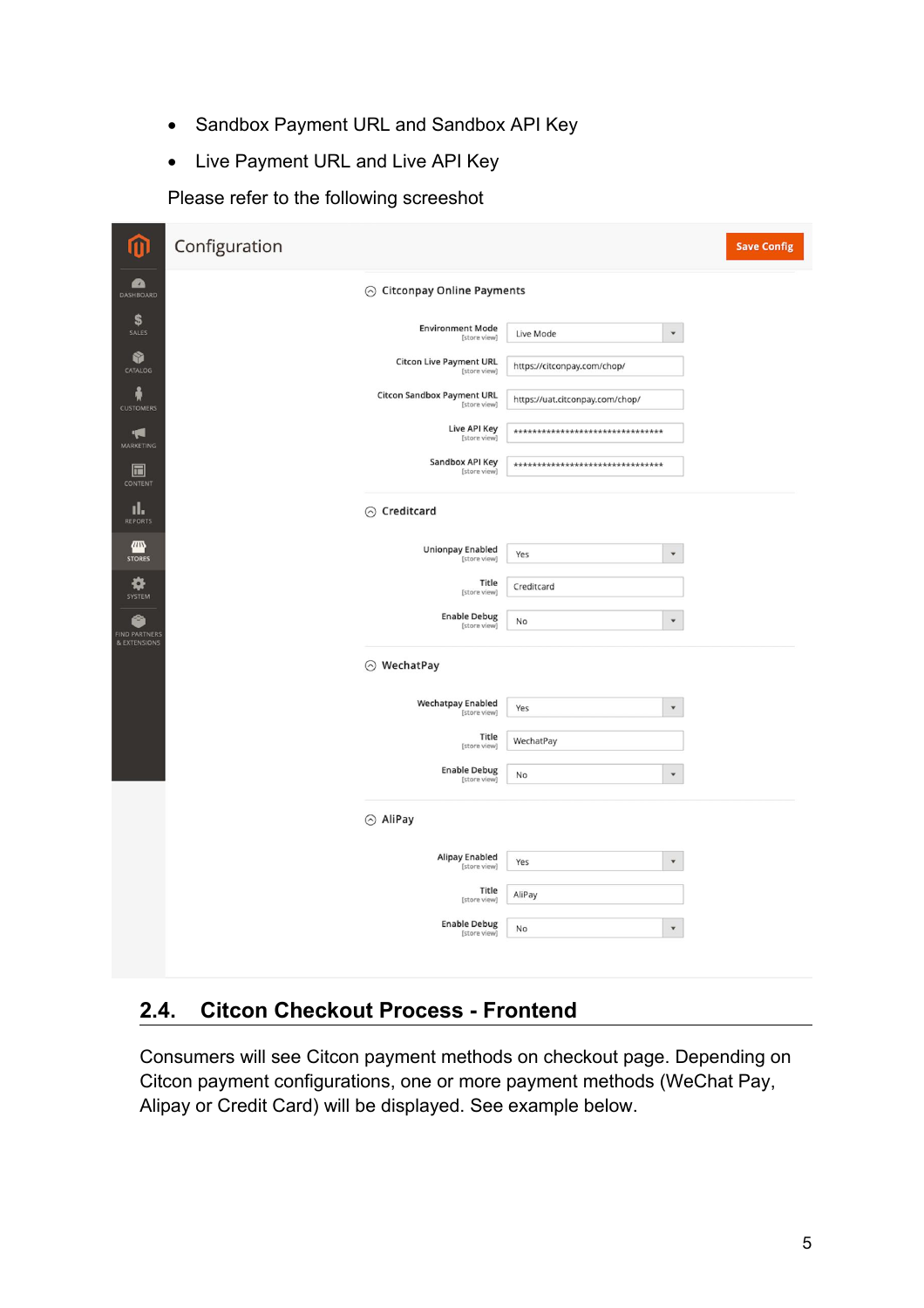- Sandbox Payment URL and Sandbox API Key
- Live Payment URL and Live API Key

Please refer to the following screeshot

## 2.4. Citcon Checkout Process - Frontend

Consumers will see Citcon payment methods on checkout page. Depending on Citcon payment configurations, one or more payment methods (WeChat Pay, Alipay or Credit Card) will be displayed. See example below.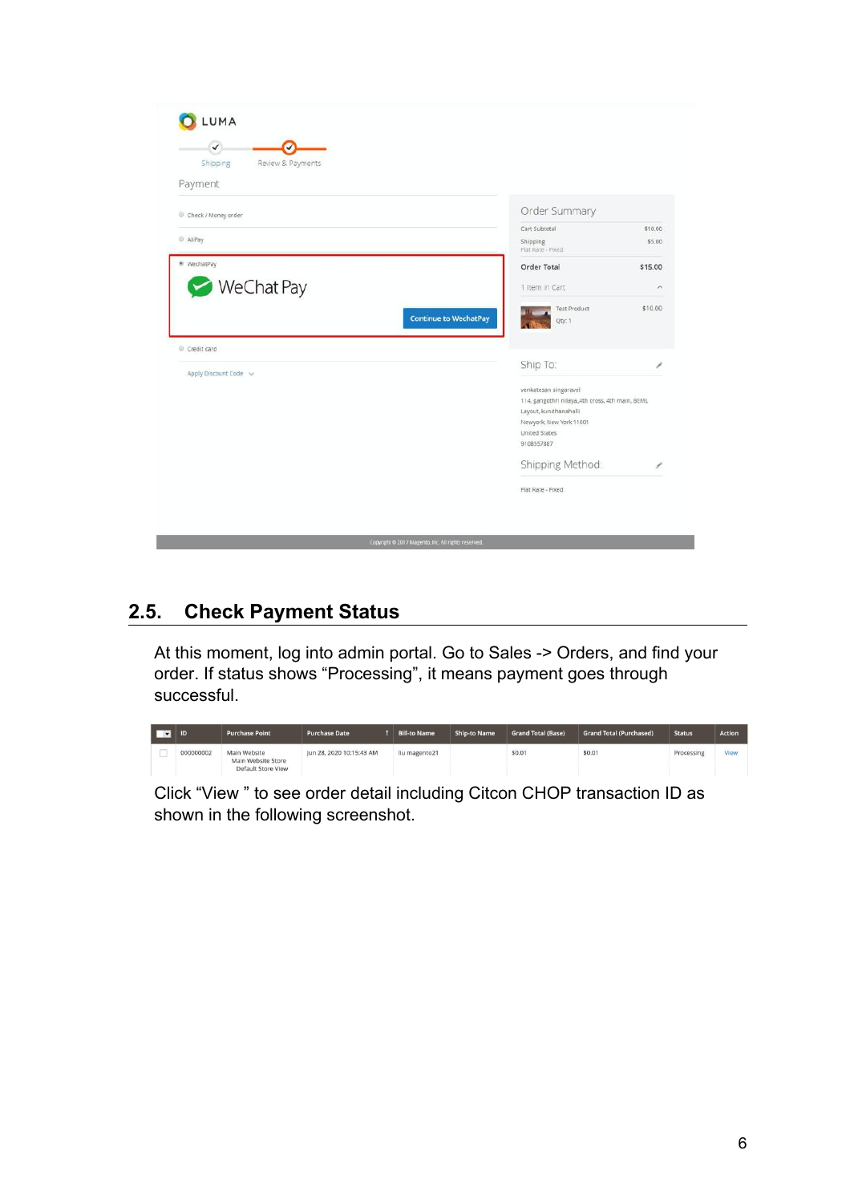## 2.5. Check Payment Status

At this moment, log into admin portal. Go to Sales -> Orders, and find your order. If status shows “Processing”, it means payment goes through successful.

| | ID | Purchase Point | Purchase Date | Bill-to Name | Ship-to Name | Grand Total (Base) | Grand Total (Purchased) | Status | Action |
|---|---|---|---|---|---|---|---|---|---|
| | 000000002 | Main Website Main Website Store Default Store View | Jun 28, 2020 10:15:43 AM | liu magento21 | | $0.01 | $0.01 | Processing | View |

Click “View ” to see order detail including Citcon CHOP transaction ID as shown in the following screenshot.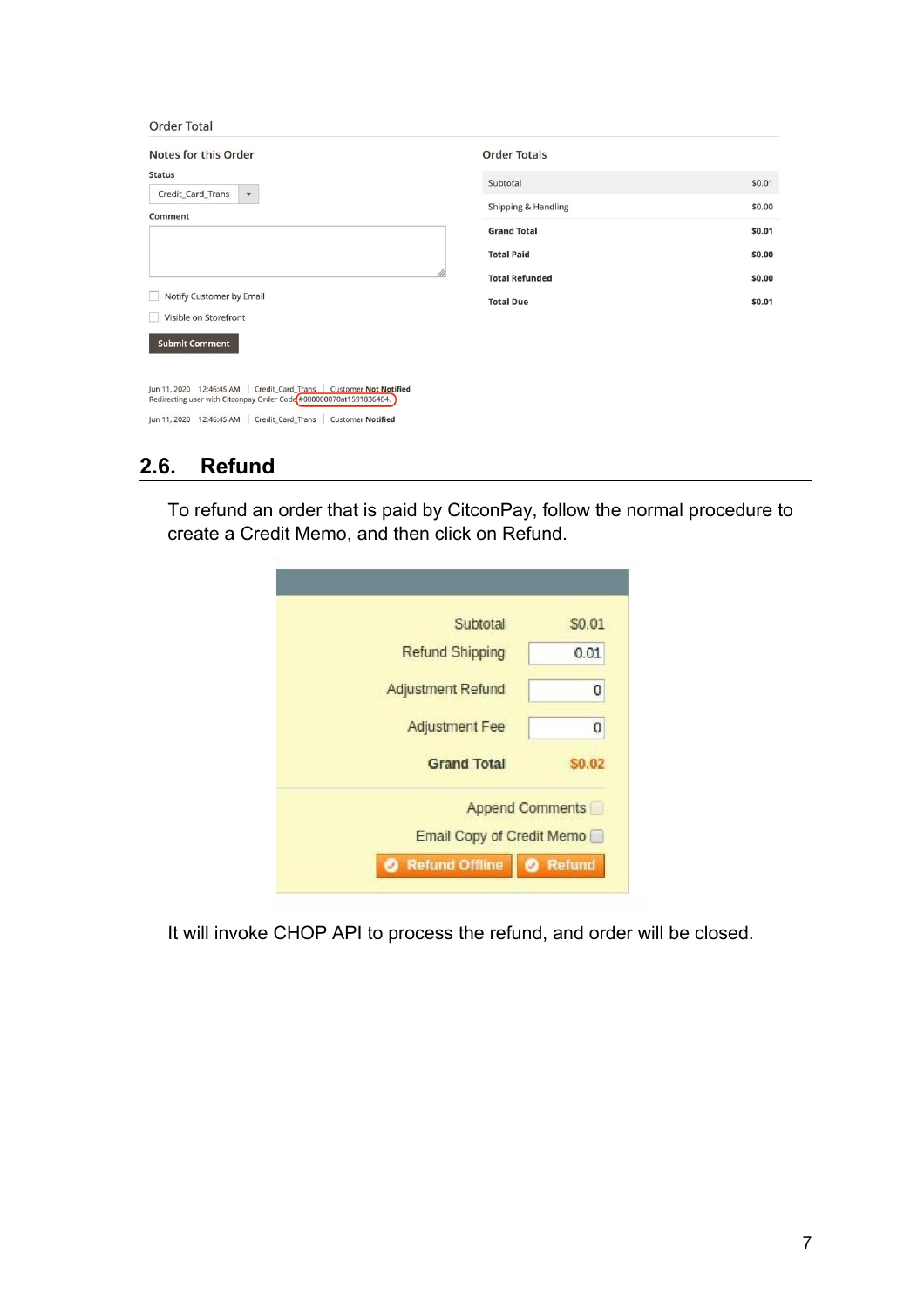Order Total

**Notes for this Order**

Status

Credit_Card_Trans

Comment

Notify Customer by Email

Visible on Storefront

Submit Comment

Jun 11, 2020 12:46:45 AM | Credit_Card_Trans | Customer **Not Notified**
Redirecting user with Citconpay Order Code #000000070at1591836404.

Jun 11, 2020 12:46:45 AM | Credit_Card_Trans | Customer **Notified**

**Order Totals**

| | |
|---|---|
| Subtotal | $0.01 |
| Shipping & Handling | $0.00 |
| **Grand Total** | **$0.01** |
| **Total Paid** | **$0.00** |
| **Total Refunded** | **$0.00** |
| **Total Due** | **$0.01** |

## 2.6. Refund

To refund an order that is paid by CitconPay, follow the normal procedure to create a Credit Memo, and then click on Refund.

| | |
|---|---|
| Subtotal | $0.01 |
| Refund Shipping | 0.01 |
| Adjustment Refund | 0 |
| Adjustment Fee | 0 |
| **Grand Total** | **$0.02** |

Append Comments

Email Copy of Credit Memo

Refund Offline | Refund

It will invoke CHOP API to process the refund, and order will be closed.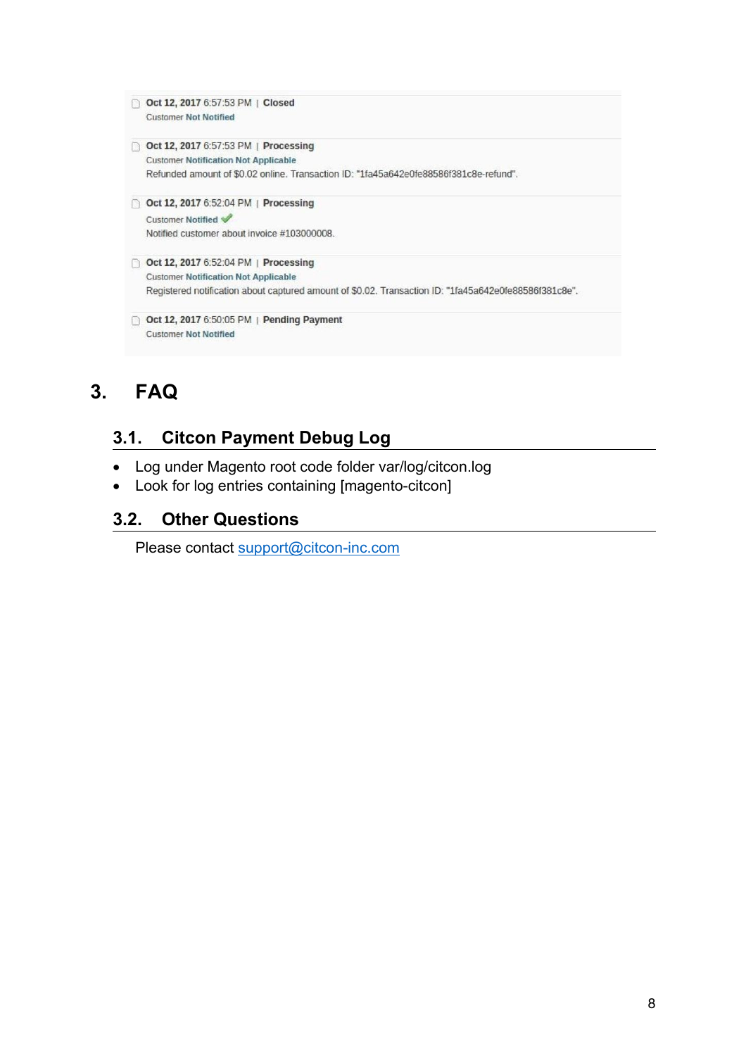Oct 12, 2017 6:57:53 PM | **Closed**
Customer **Not Notified**

Oct 12, 2017 6:57:53 PM | **Processing**
Customer **Notification Not Applicable**
Refunded amount of $0.02 online. Transaction ID: "1fa45a642e0fe88586f381c8e-refund".

Oct 12, 2017 6:52:04 PM | **Processing**
Customer **Notified**
Notified customer about invoice #103000008.

Oct 12, 2017 6:52:04 PM | **Processing**
Customer **Notification Not Applicable**
Registered notification about captured amount of $0.02. Transaction ID: "1fa45a642e0fe88586f381c8e".

Oct 12, 2017 6:50:05 PM | **Pending Payment**
Customer **Not Notified**

# 3. FAQ

## 3.1. Citcon Payment Debug Log

- Log under Magento root code folder var/log/citcon.log
- Look for log entries containing [magento-citcon]

## 3.2. Other Questions

Please contact support@citcon-inc.com